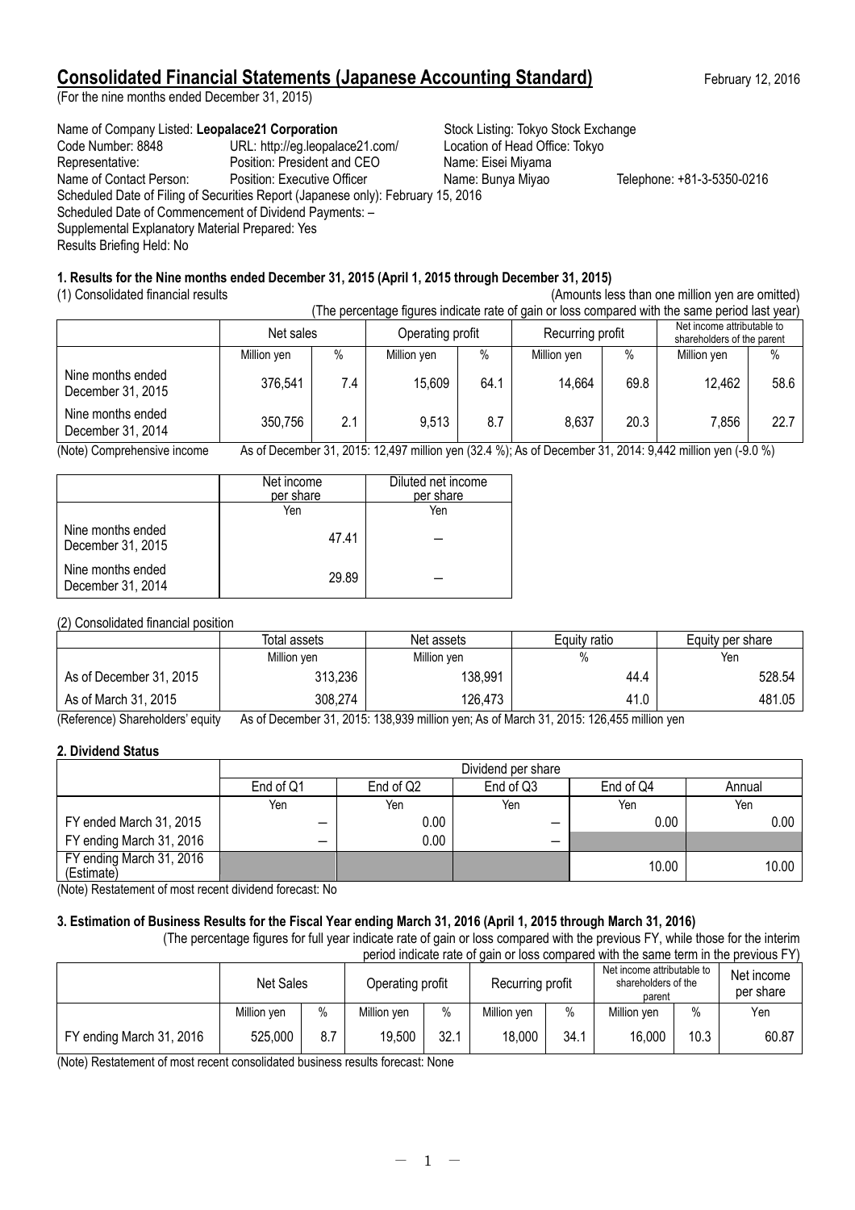# Consolidated Financial Statements (Japanese Accounting Standard)

February 12, 2016

(For the nine months ended December 31, 2015)

Name of Company Listed: **Leopalace21 Corporation** Stock Listing: Tokyo Stock Exchange
Code Number: 8848 URL: http://eg.leopalace21.com/ Location of Head Office: Tokyo
Representative: Position: President and CEO Name: Eisei Miyama
Name of Contact Person: Position: Executive Officer Name: Bunya Miyao Telephone: +81-3-5350-0216
Scheduled Date of Filing of Securities Report (Japanese only): February 15, 2016
Scheduled Date of Commencement of Dividend Payments: –
Supplemental Explanatory Material Prepared: Yes
Results Briefing Held: No

### 1. Results for the Nine months ended December 31, 2015 (April 1, 2015 through December 31, 2015)

(1) Consolidated financial results (Amounts less than one million yen are omitted)

(The percentage figures indicate rate of gain or loss compared with the same period last year)

| | Net sales | | Operating profit | | Recurring profit | | Net income attributable to shareholders of the parent | |
|---|---|---|---|---|---|---|---|---|
| | Million yen | % | Million yen | % | Million yen | % | Million yen | % |
| Nine months ended December 31, 2015 | 376,541 | 7.4 | 15,609 | 64.1 | 14,664 | 69.8 | 12,462 | 58.6 |
| Nine months ended December 31, 2014 | 350,756 | 2.1 | 9,513 | 8.7 | 8,637 | 20.3 | 7,856 | 22.7 |

(Note) Comprehensive income As of December 31, 2015: 12,497 million yen (32.4 %); As of December 31, 2014: 9,442 million yen (-9.0 %)

| | Net income per share | Diluted net income per share |
|---|---|---|
| | Yen | Yen |
| Nine months ended December 31, 2015 | 47.41 | – |
| Nine months ended December 31, 2014 | 29.89 | – |

(2) Consolidated financial position

| | Total assets | Net assets | Equity ratio | Equity per share |
|---|---|---|---|---|
| | Million yen | Million yen | % | Yen |
| As of December 31, 2015 | 313,236 | 138,991 | 44.4 | 528.54 |
| As of March 31, 2015 | 308,274 | 126,473 | 41.0 | 481.05 |

(Reference) Shareholders' equity As of December 31, 2015: 138,939 million yen; As of March 31, 2015: 126,455 million yen

### 2. Dividend Status

| | Dividend per share | | | | |
|---|---|---|---|---|---|
| | End of Q1 | End of Q2 | End of Q3 | End of Q4 | Annual |
| | Yen | Yen | Yen | Yen | Yen |
| FY ended March 31, 2015 | – | 0.00 | – | 0.00 | 0.00 |
| FY ending March 31, 2016 | – | 0.00 | – | | |
| FY ending March 31, 2016 (Estimate) | | | | 10.00 | 10.00 |

(Note) Restatement of most recent dividend forecast: No

### 3. Estimation of Business Results for the Fiscal Year ending March 31, 2016 (April 1, 2015 through March 31, 2016)

(The percentage figures for full year indicate rate of gain or loss compared with the previous FY, while those for the interim period indicate rate of gain or loss compared with the same term in the previous FY)

| | Net Sales | | Operating profit | | Recurring profit | | Net income attributable to shareholders of the parent | | Net income per share |
|---|---|---|---|---|---|---|---|---|---|
| | Million yen | % | Million yen | % | Million yen | % | Million yen | % | Yen |
| FY ending March 31, 2016 | 525,000 | 8.7 | 19,500 | 32.1 | 18,000 | 34.1 | 16,000 | 10.3 | 60.87 |

(Note) Restatement of most recent consolidated business results forecast: None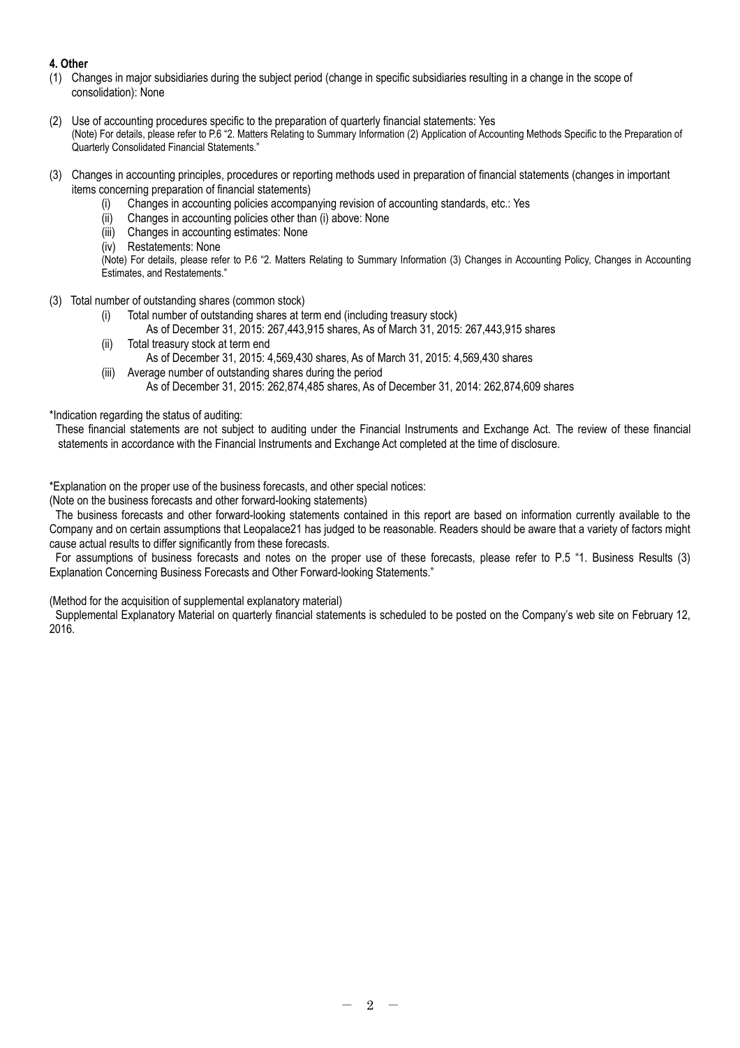**4. Other**

(1) Changes in major subsidiaries during the subject period (change in specific subsidiaries resulting in a change in the scope of consolidation): None

(2) Use of accounting procedures specific to the preparation of quarterly financial statements: Yes
(Note) For details, please refer to P.6 "2. Matters Relating to Summary Information (2) Application of Accounting Methods Specific to the Preparation of Quarterly Consolidated Financial Statements."

(3) Changes in accounting principles, procedures or reporting methods used in preparation of financial statements (changes in important items concerning preparation of financial statements)
  (i) Changes in accounting policies accompanying revision of accounting standards, etc.: Yes
  (ii) Changes in accounting policies other than (i) above: None
  (iii) Changes in accounting estimates: None
  (iv) Restatements: None
  (Note) For details, please refer to P.6 "2. Matters Relating to Summary Information (3) Changes in Accounting Policy, Changes in Accounting Estimates, and Restatements."

(3) Total number of outstanding shares (common stock)
  (i) Total number of outstanding shares at term end (including treasury stock)
    As of December 31, 2015: 267,443,915 shares, As of March 31, 2015: 267,443,915 shares
  (ii) Total treasury stock at term end
    As of December 31, 2015: 4,569,430 shares, As of March 31, 2015: 4,569,430 shares
  (iii) Average number of outstanding shares during the period
    As of December 31, 2015: 262,874,485 shares, As of December 31, 2014: 262,874,609 shares

*Indication regarding the status of auditing:
These financial statements are not subject to auditing under the Financial Instruments and Exchange Act. The review of these financial statements in accordance with the Financial Instruments and Exchange Act completed at the time of disclosure.

*Explanation on the proper use of the business forecasts, and other special notices:
(Note on the business forecasts and other forward-looking statements)
The business forecasts and other forward-looking statements contained in this report are based on information currently available to the Company and on certain assumptions that Leopalace21 has judged to be reasonable. Readers should be aware that a variety of factors might cause actual results to differ significantly from these forecasts.
For assumptions of business forecasts and notes on the proper use of these forecasts, please refer to P.5 "1. Business Results (3) Explanation Concerning Business Forecasts and Other Forward-looking Statements."

(Method for the acquisition of supplemental explanatory material)
Supplemental Explanatory Material on quarterly financial statements is scheduled to be posted on the Company's web site on February 12, 2016.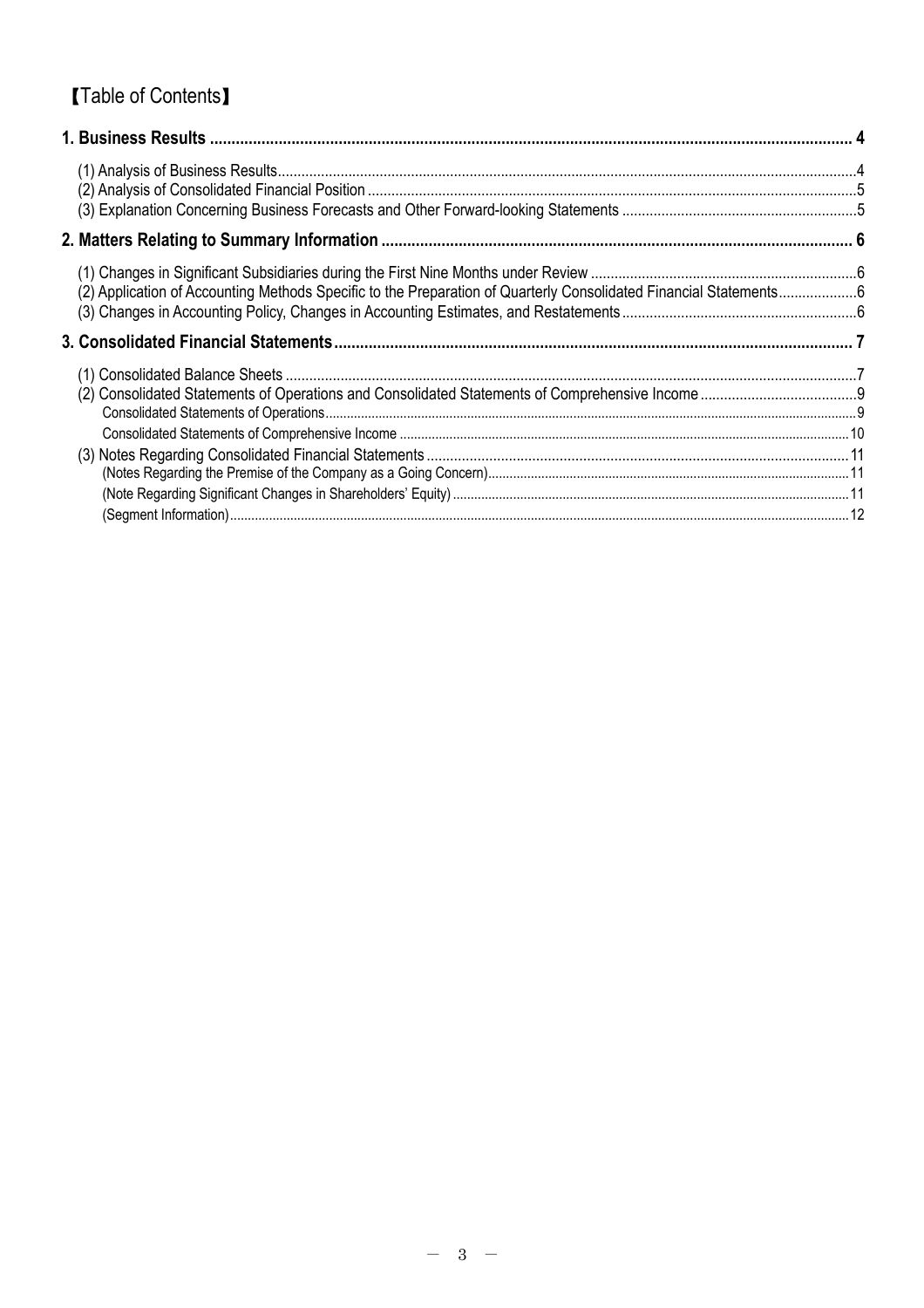# 【Table of Contents】

**1. Business Results .................................................................................................................................................... 4**

(1) Analysis of Business Results ................................................................................................................................ 4
(2) Analysis of Consolidated Financial Position ......................................................................................................... 5
(3) Explanation Concerning Business Forecasts and Other Forward-looking Statements ......................................... 5

**2. Matters Relating to Summary Information ........................................................................................................... 6**

(1) Changes in Significant Subsidiaries during the First Nine Months under Review ................................................. 6
(2) Application of Accounting Methods Specific to the Preparation of Quarterly Consolidated Financial Statements .................. 6
(3) Changes in Accounting Policy, Changes in Accounting Estimates, and Restatements ......................................... 6

**3. Consolidated Financial Statements ...................................................................................................................... 7**

(1) Consolidated Balance Sheets ............................................................................................................................... 7
(2) Consolidated Statements of Operations and Consolidated Statements of Comprehensive Income ...................... 9
Consolidated Statements of Operations ................................................................................................................... 9
Consolidated Statements of Comprehensive Income .............................................................................................. 10
(3) Notes Regarding Consolidated Financial Statements ......................................................................................... 11
(Notes Regarding the Premise of the Company as a Going Concern) ..................................................................... 11
(Note Regarding Significant Changes in Shareholders' Equity) ............................................................................... 11
(Segment Information) ............................................................................................................................................. 12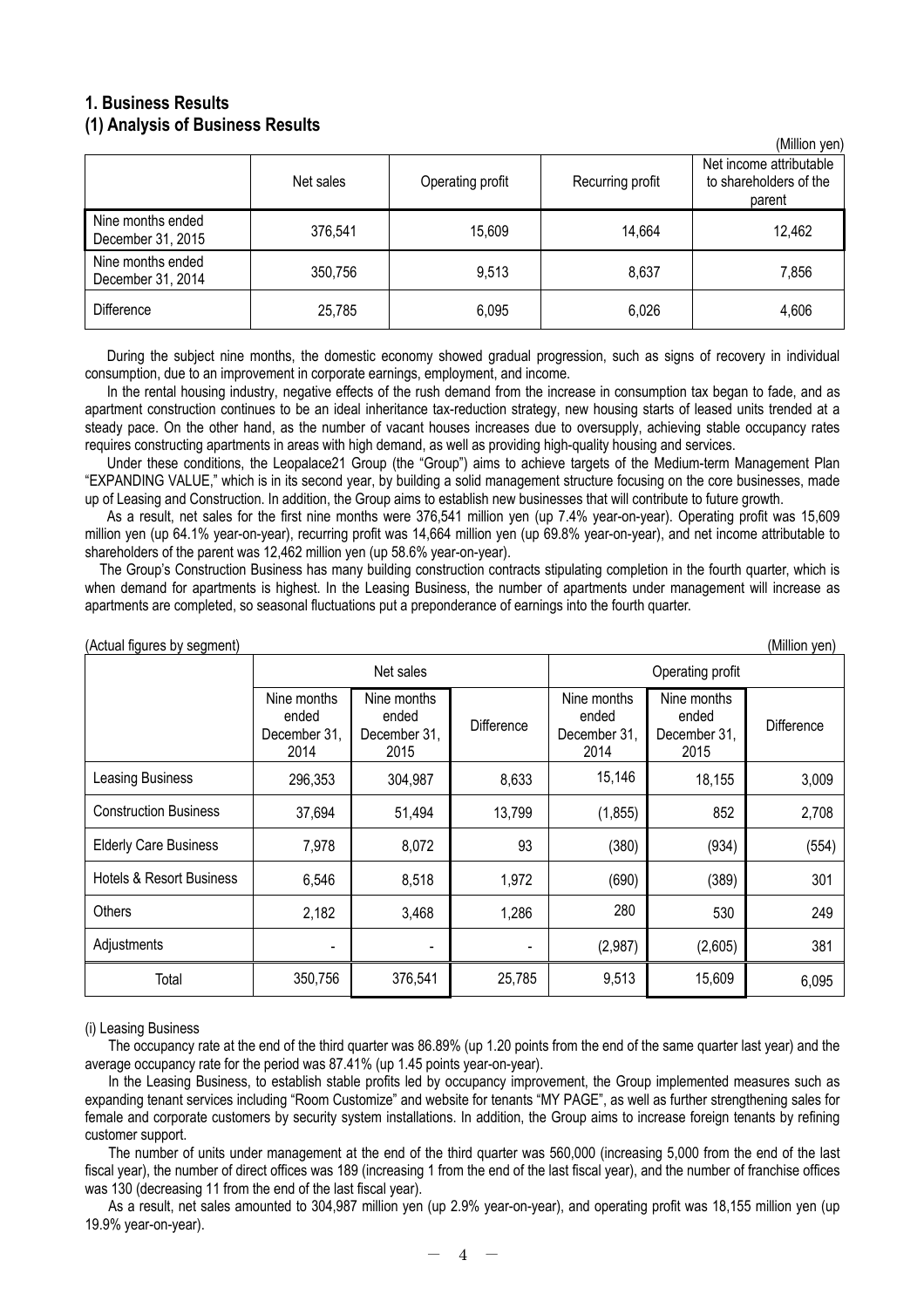## 1. Business Results

### (1) Analysis of Business Results

(Million yen)

| | Net sales | Operating profit | Recurring profit | Net income attributable to shareholders of the parent |
|---|---|---|---|---|
| Nine months ended December 31, 2015 | 376,541 | 15,609 | 14,664 | 12,462 |
| Nine months ended December 31, 2014 | 350,756 | 9,513 | 8,637 | 7,856 |
| Difference | 25,785 | 6,095 | 6,026 | 4,606 |

During the subject nine months, the domestic economy showed gradual progression, such as signs of recovery in individual consumption, due to an improvement in corporate earnings, employment, and income.

In the rental housing industry, negative effects of the rush demand from the increase in consumption tax began to fade, and as apartment construction continues to be an ideal inheritance tax-reduction strategy, new housing starts of leased units trended at a steady pace. On the other hand, as the number of vacant houses increases due to oversupply, achieving stable occupancy rates requires constructing apartments in areas with high demand, as well as providing high-quality housing and services.

Under these conditions, the Leopalace21 Group (the "Group") aims to achieve targets of the Medium-term Management Plan "EXPANDING VALUE," which is in its second year, by building a solid management structure focusing on the core businesses, made up of Leasing and Construction. In addition, the Group aims to establish new businesses that will contribute to future growth.

As a result, net sales for the first nine months were 376,541 million yen (up 7.4% year-on-year). Operating profit was 15,609 million yen (up 64.1% year-on-year), recurring profit was 14,664 million yen (up 69.8% year-on-year), and net income attributable to shareholders of the parent was 12,462 million yen (up 58.6% year-on-year).

The Group's Construction Business has many building construction contracts stipulating completion in the fourth quarter, which is when demand for apartments is highest. In the Leasing Business, the number of apartments under management will increase as apartments are completed, so seasonal fluctuations put a preponderance of earnings into the fourth quarter.

(Actual figures by segment) (Million yen)

| | Net sales | | | Operating profit | | |
|---|---|---|---|---|---|---|
| | Nine months ended December 31, 2014 | Nine months ended December 31, 2015 | Difference | Nine months ended December 31, 2014 | Nine months ended December 31, 2015 | Difference |
| Leasing Business | 296,353 | 304,987 | 8,633 | 15,146 | 18,155 | 3,009 |
| Construction Business | 37,694 | 51,494 | 13,799 | (1,855) | 852 | 2,708 |
| Elderly Care Business | 7,978 | 8,072 | 93 | (380) | (934) | (554) |
| Hotels & Resort Business | 6,546 | 8,518 | 1,972 | (690) | (389) | 301 |
| Others | 2,182 | 3,468 | 1,286 | 280 | 530 | 249 |
| Adjustments | - | - | - | (2,987) | (2,605) | 381 |
| Total | 350,756 | 376,541 | 25,785 | 9,513 | 15,609 | 6,095 |

(i) Leasing Business

The occupancy rate at the end of the third quarter was 86.89% (up 1.20 points from the end of the same quarter last year) and the average occupancy rate for the period was 87.41% (up 1.45 points year-on-year).

In the Leasing Business, to establish stable profits led by occupancy improvement, the Group implemented measures such as expanding tenant services including "Room Customize" and website for tenants "MY PAGE", as well as further strengthening sales for female and corporate customers by security system installations. In addition, the Group aims to increase foreign tenants by refining customer support.

The number of units under management at the end of the third quarter was 560,000 (increasing 5,000 from the end of the last fiscal year), the number of direct offices was 189 (increasing 1 from the end of the last fiscal year), and the number of franchise offices was 130 (decreasing 11 from the end of the last fiscal year).

As a result, net sales amounted to 304,987 million yen (up 2.9% year-on-year), and operating profit was 18,155 million yen (up 19.9% year-on-year).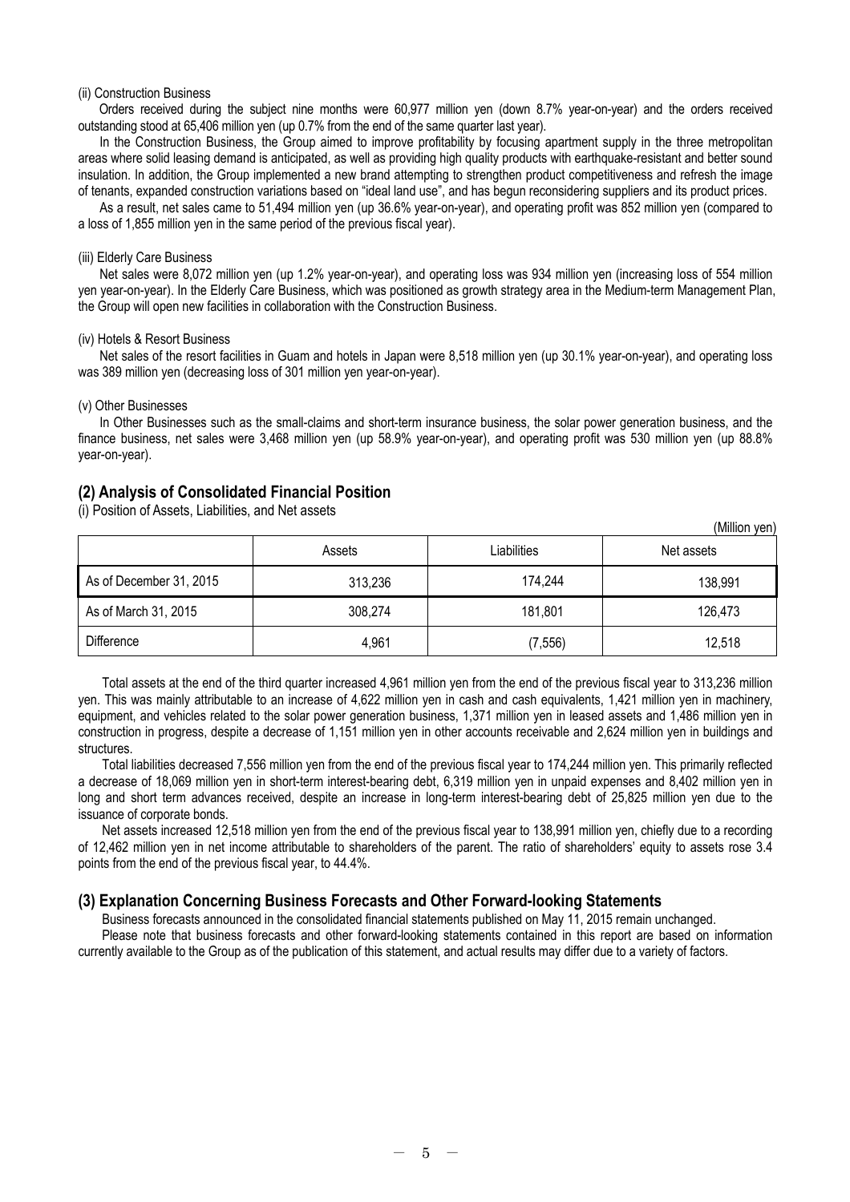(ii) Construction Business

Orders received during the subject nine months were 60,977 million yen (down 8.7% year-on-year) and the orders received outstanding stood at 65,406 million yen (up 0.7% from the end of the same quarter last year).

In the Construction Business, the Group aimed to improve profitability by focusing apartment supply in the three metropolitan areas where solid leasing demand is anticipated, as well as providing high quality products with earthquake-resistant and better sound insulation. In addition, the Group implemented a new brand attempting to strengthen product competitiveness and refresh the image of tenants, expanded construction variations based on "ideal land use", and has begun reconsidering suppliers and its product prices.

As a result, net sales came to 51,494 million yen (up 36.6% year-on-year), and operating profit was 852 million yen (compared to a loss of 1,855 million yen in the same period of the previous fiscal year).

(iii) Elderly Care Business

Net sales were 8,072 million yen (up 1.2% year-on-year), and operating loss was 934 million yen (increasing loss of 554 million yen year-on-year). In the Elderly Care Business, which was positioned as growth strategy area in the Medium-term Management Plan, the Group will open new facilities in collaboration with the Construction Business.

(iv) Hotels & Resort Business

Net sales of the resort facilities in Guam and hotels in Japan were 8,518 million yen (up 30.1% year-on-year), and operating loss was 389 million yen (decreasing loss of 301 million yen year-on-year).

(v) Other Businesses

In Other Businesses such as the small-claims and short-term insurance business, the solar power generation business, and the finance business, net sales were 3,468 million yen (up 58.9% year-on-year), and operating profit was 530 million yen (up 88.8% year-on-year).

## (2) Analysis of Consolidated Financial Position

(i) Position of Assets, Liabilities, and Net assets

(Million yen)

| | Assets | Liabilities | Net assets |
|---|---|---|---|
| As of December 31, 2015 | 313,236 | 174,244 | 138,991 |
| As of March 31, 2015 | 308,274 | 181,801 | 126,473 |
| Difference | 4,961 | (7,556) | 12,518 |

Total assets at the end of the third quarter increased 4,961 million yen from the end of the previous fiscal year to 313,236 million yen. This was mainly attributable to an increase of 4,622 million yen in cash and cash equivalents, 1,421 million yen in machinery, equipment, and vehicles related to the solar power generation business, 1,371 million yen in leased assets and 1,486 million yen in construction in progress, despite a decrease of 1,151 million yen in other accounts receivable and 2,624 million yen in buildings and structures.

Total liabilities decreased 7,556 million yen from the end of the previous fiscal year to 174,244 million yen. This primarily reflected a decrease of 18,069 million yen in short-term interest-bearing debt, 6,319 million yen in unpaid expenses and 8,402 million yen in long and short term advances received, despite an increase in long-term interest-bearing debt of 25,825 million yen due to the issuance of corporate bonds.

Net assets increased 12,518 million yen from the end of the previous fiscal year to 138,991 million yen, chiefly due to a recording of 12,462 million yen in net income attributable to shareholders of the parent. The ratio of shareholders' equity to assets rose 3.4 points from the end of the previous fiscal year, to 44.4%.

## (3) Explanation Concerning Business Forecasts and Other Forward-looking Statements

Business forecasts announced in the consolidated financial statements published on May 11, 2015 remain unchanged.

Please note that business forecasts and other forward-looking statements contained in this report are based on information currently available to the Group as of the publication of this statement, and actual results may differ due to a variety of factors.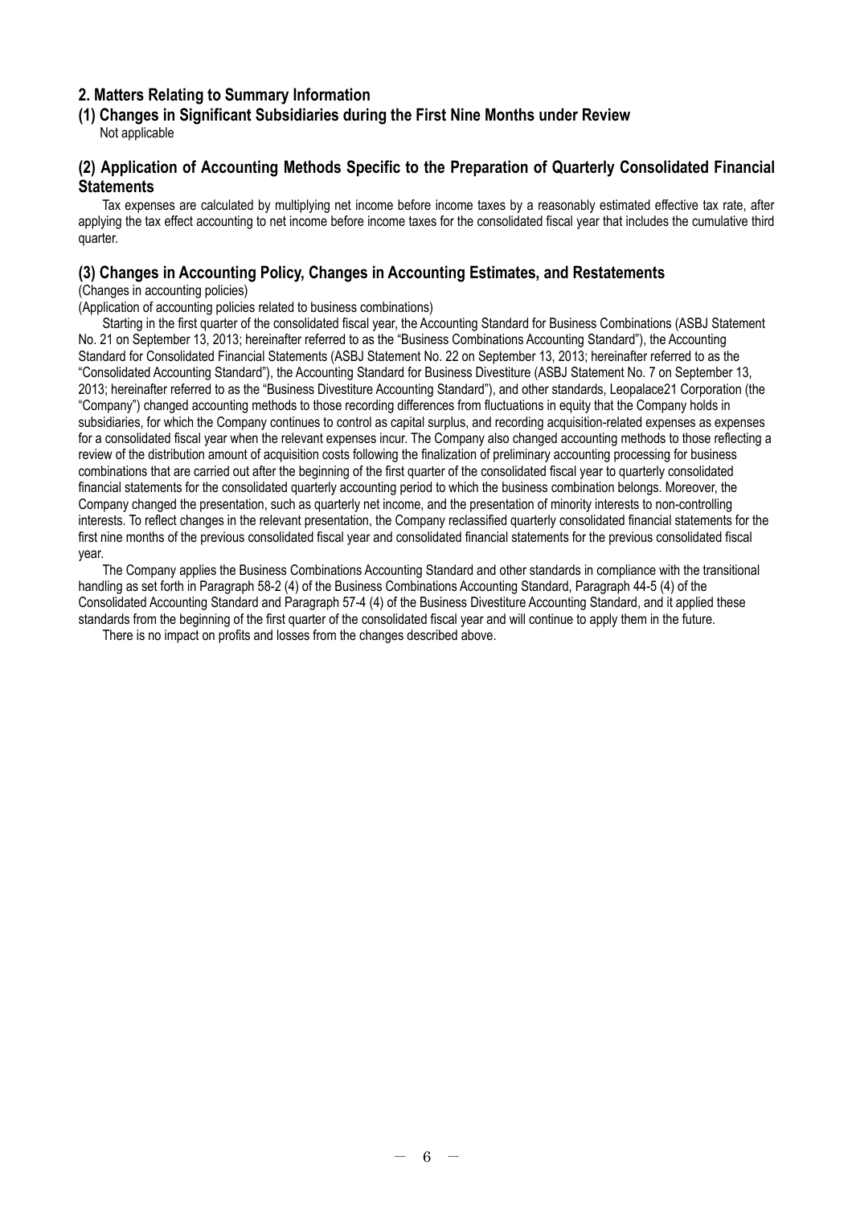## 2. Matters Relating to Summary Information

### (1) Changes in Significant Subsidiaries during the First Nine Months under Review

Not applicable

### (2) Application of Accounting Methods Specific to the Preparation of Quarterly Consolidated Financial Statements

Tax expenses are calculated by multiplying net income before income taxes by a reasonably estimated effective tax rate, after applying the tax effect accounting to net income before income taxes for the consolidated fiscal year that includes the cumulative third quarter.

### (3) Changes in Accounting Policy, Changes in Accounting Estimates, and Restatements

(Changes in accounting policies)

(Application of accounting policies related to business combinations)

Starting in the first quarter of the consolidated fiscal year, the Accounting Standard for Business Combinations (ASBJ Statement No. 21 on September 13, 2013; hereinafter referred to as the "Business Combinations Accounting Standard"), the Accounting Standard for Consolidated Financial Statements (ASBJ Statement No. 22 on September 13, 2013; hereinafter referred to as the "Consolidated Accounting Standard"), the Accounting Standard for Business Divestiture (ASBJ Statement No. 7 on September 13, 2013; hereinafter referred to as the "Business Divestiture Accounting Standard"), and other standards, Leopalace21 Corporation (the "Company") changed accounting methods to those recording differences from fluctuations in equity that the Company holds in subsidiaries, for which the Company continues to control as capital surplus, and recording acquisition-related expenses as expenses for a consolidated fiscal year when the relevant expenses incur. The Company also changed accounting methods to those reflecting a review of the distribution amount of acquisition costs following the finalization of preliminary accounting processing for business combinations that are carried out after the beginning of the first quarter of the consolidated fiscal year to quarterly consolidated financial statements for the consolidated quarterly accounting period to which the business combination belongs. Moreover, the Company changed the presentation, such as quarterly net income, and the presentation of minority interests to non-controlling interests. To reflect changes in the relevant presentation, the Company reclassified quarterly consolidated financial statements for the first nine months of the previous consolidated fiscal year and consolidated financial statements for the previous consolidated fiscal year.

The Company applies the Business Combinations Accounting Standard and other standards in compliance with the transitional handling as set forth in Paragraph 58-2 (4) of the Business Combinations Accounting Standard, Paragraph 44-5 (4) of the Consolidated Accounting Standard and Paragraph 57-4 (4) of the Business Divestiture Accounting Standard, and it applied these standards from the beginning of the first quarter of the consolidated fiscal year and will continue to apply them in the future.

There is no impact on profits and losses from the changes described above.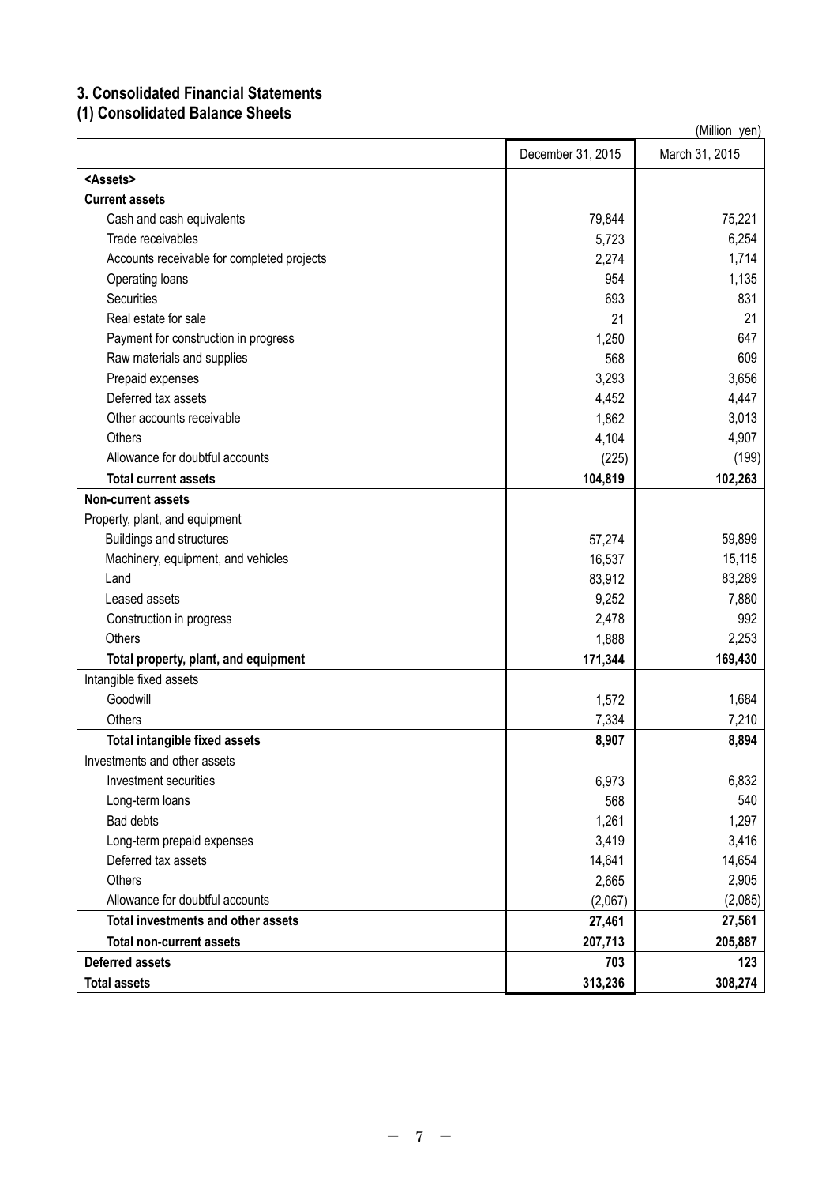### 3. Consolidated Financial Statements

### (1) Consolidated Balance Sheets

(Million yen)

| | December 31, 2015 | March 31, 2015 |
|---|---|---|
| **<Assets>** | | |
| **Current assets** | | |
| Cash and cash equivalents | 79,844 | 75,221 |
| Trade receivables | 5,723 | 6,254 |
| Accounts receivable for completed projects | 2,274 | 1,714 |
| Operating loans | 954 | 1,135 |
| Securities | 693 | 831 |
| Real estate for sale | 21 | 21 |
| Payment for construction in progress | 1,250 | 647 |
| Raw materials and supplies | 568 | 609 |
| Prepaid expenses | 3,293 | 3,656 |
| Deferred tax assets | 4,452 | 4,447 |
| Other accounts receivable | 1,862 | 3,013 |
| Others | 4,104 | 4,907 |
| Allowance for doubtful accounts | (225) | (199) |
| **Total current assets** | **104,819** | **102,263** |
| **Non-current assets** | | |
| Property, plant, and equipment | | |
| Buildings and structures | 57,274 | 59,899 |
| Machinery, equipment, and vehicles | 16,537 | 15,115 |
| Land | 83,912 | 83,289 |
| Leased assets | 9,252 | 7,880 |
| Construction in progress | 2,478 | 992 |
| Others | 1,888 | 2,253 |
| **Total property, plant, and equipment** | **171,344** | **169,430** |
| Intangible fixed assets | | |
| Goodwill | 1,572 | 1,684 |
| Others | 7,334 | 7,210 |
| **Total intangible fixed assets** | **8,907** | **8,894** |
| Investments and other assets | | |
| Investment securities | 6,973 | 6,832 |
| Long-term loans | 568 | 540 |
| Bad debts | 1,261 | 1,297 |
| Long-term prepaid expenses | 3,419 | 3,416 |
| Deferred tax assets | 14,641 | 14,654 |
| Others | 2,665 | 2,905 |
| Allowance for doubtful accounts | (2,067) | (2,085) |
| **Total investments and other assets** | **27,461** | **27,561** |
| **Total non-current assets** | **207,713** | **205,887** |
| **Deferred assets** | **703** | **123** |
| **Total assets** | **313,236** | **308,274** |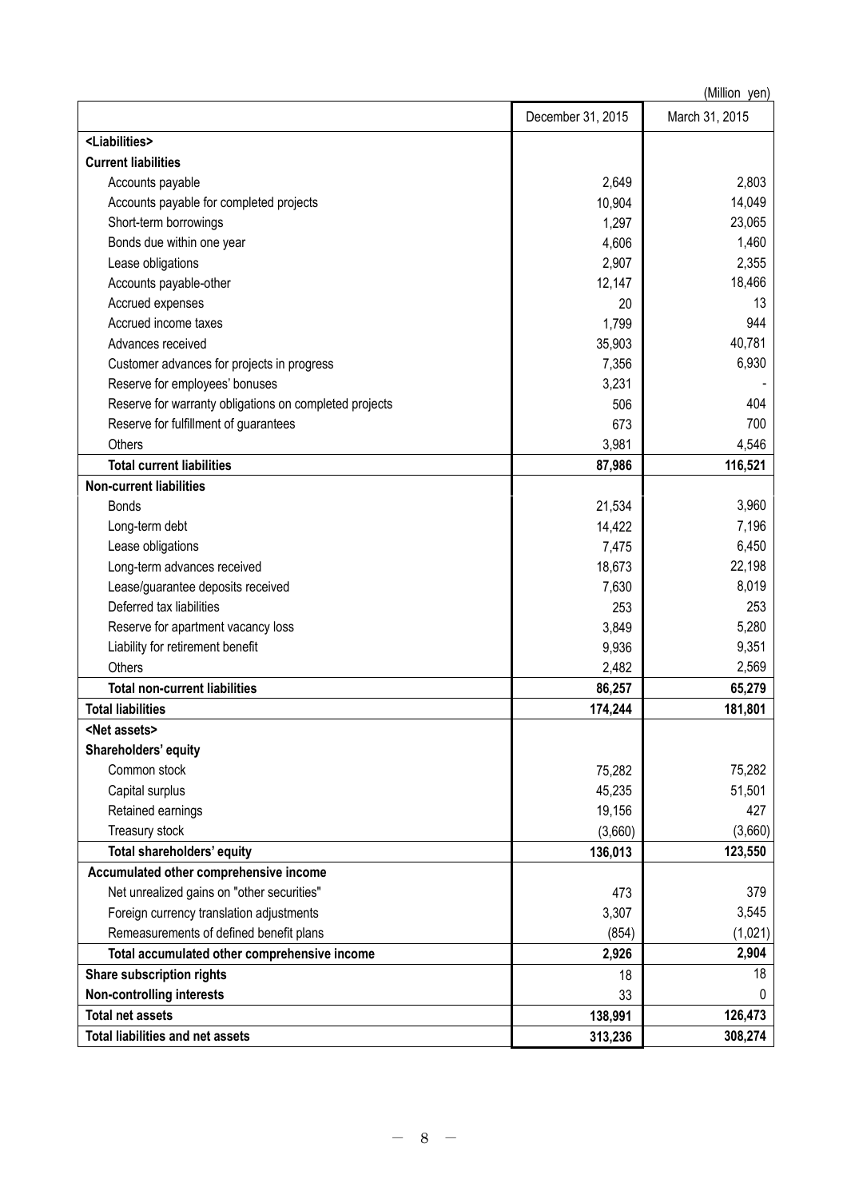(Million yen)

| | December 31, 2015 | March 31, 2015 |
|---|---|---|
| **<Liabilities>** | | |
| **Current liabilities** | | |
| Accounts payable | 2,649 | 2,803 |
| Accounts payable for completed projects | 10,904 | 14,049 |
| Short-term borrowings | 1,297 | 23,065 |
| Bonds due within one year | 4,606 | 1,460 |
| Lease obligations | 2,907 | 2,355 |
| Accounts payable-other | 12,147 | 18,466 |
| Accrued expenses | 20 | 13 |
| Accrued income taxes | 1,799 | 944 |
| Advances received | 35,903 | 40,781 |
| Customer advances for projects in progress | 7,356 | 6,930 |
| Reserve for employees' bonuses | 3,231 | - |
| Reserve for warranty obligations on completed projects | 506 | 404 |
| Reserve for fulfillment of guarantees | 673 | 700 |
| Others | 3,981 | 4,546 |
| **Total current liabilities** | **87,986** | **116,521** |
| **Non-current liabilities** | | |
| Bonds | 21,534 | 3,960 |
| Long-term debt | 14,422 | 7,196 |
| Lease obligations | 7,475 | 6,450 |
| Long-term advances received | 18,673 | 22,198 |
| Lease/guarantee deposits received | 7,630 | 8,019 |
| Deferred tax liabilities | 253 | 253 |
| Reserve for apartment vacancy loss | 3,849 | 5,280 |
| Liability for retirement benefit | 9,936 | 9,351 |
| Others | 2,482 | 2,569 |
| **Total non-current liabilities** | **86,257** | **65,279** |
| **Total liabilities** | **174,244** | **181,801** |
| **<Net assets>** | | |
| **Shareholders' equity** | | |
| Common stock | 75,282 | 75,282 |
| Capital surplus | 45,235 | 51,501 |
| Retained earnings | 19,156 | 427 |
| Treasury stock | (3,660) | (3,660) |
| **Total shareholders' equity** | **136,013** | **123,550** |
| **Accumulated other comprehensive income** | | |
| Net unrealized gains on "other securities" | 473 | 379 |
| Foreign currency translation adjustments | 3,307 | 3,545 |
| Remeasurements of defined benefit plans | (854) | (1,021) |
| **Total accumulated other comprehensive income** | **2,926** | **2,904** |
| **Share subscription rights** | 18 | 18 |
| **Non-controlling interests** | 33 | 0 |
| **Total net assets** | **138,991** | **126,473** |
| **Total liabilities and net assets** | **313,236** | **308,274** |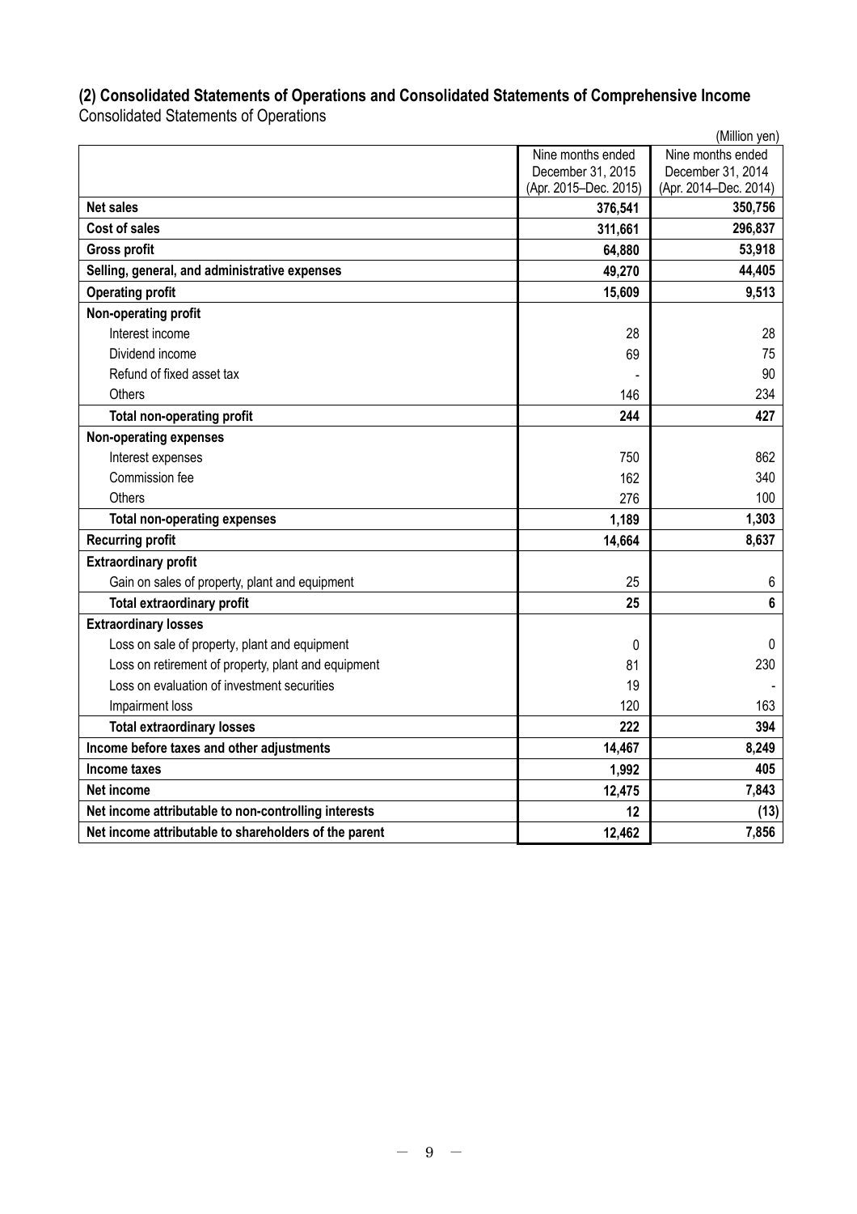## (2) Consolidated Statements of Operations and Consolidated Statements of Comprehensive Income

Consolidated Statements of Operations

(Million yen)

| | Nine months ended December 31, 2015 (Apr. 2015–Dec. 2015) | Nine months ended December 31, 2014 (Apr. 2014–Dec. 2014) |
|---|---|---|
| **Net sales** | **376,541** | **350,756** |
| **Cost of sales** | **311,661** | **296,837** |
| **Gross profit** | **64,880** | **53,918** |
| **Selling, general, and administrative expenses** | **49,270** | **44,405** |
| **Operating profit** | **15,609** | **9,513** |
| **Non-operating profit** | | |
| Interest income | 28 | 28 |
| Dividend income | 69 | 75 |
| Refund of fixed asset tax | - | 90 |
| Others | 146 | 234 |
| **Total non-operating profit** | **244** | **427** |
| **Non-operating expenses** | | |
| Interest expenses | 750 | 862 |
| Commission fee | 162 | 340 |
| Others | 276 | 100 |
| **Total non-operating expenses** | **1,189** | **1,303** |
| **Recurring profit** | **14,664** | **8,637** |
| **Extraordinary profit** | | |
| Gain on sales of property, plant and equipment | 25 | 6 |
| **Total extraordinary profit** | **25** | **6** |
| **Extraordinary losses** | | |
| Loss on sale of property, plant and equipment | 0 | 0 |
| Loss on retirement of property, plant and equipment | 81 | 230 |
| Loss on evaluation of investment securities | 19 | - |
| Impairment loss | 120 | 163 |
| **Total extraordinary losses** | **222** | **394** |
| **Income before taxes and other adjustments** | **14,467** | **8,249** |
| **Income taxes** | **1,992** | **405** |
| **Net income** | **12,475** | **7,843** |
| **Net income attributable to non-controlling interests** | **12** | **(13)** |
| **Net income attributable to shareholders of the parent** | **12,462** | **7,856** |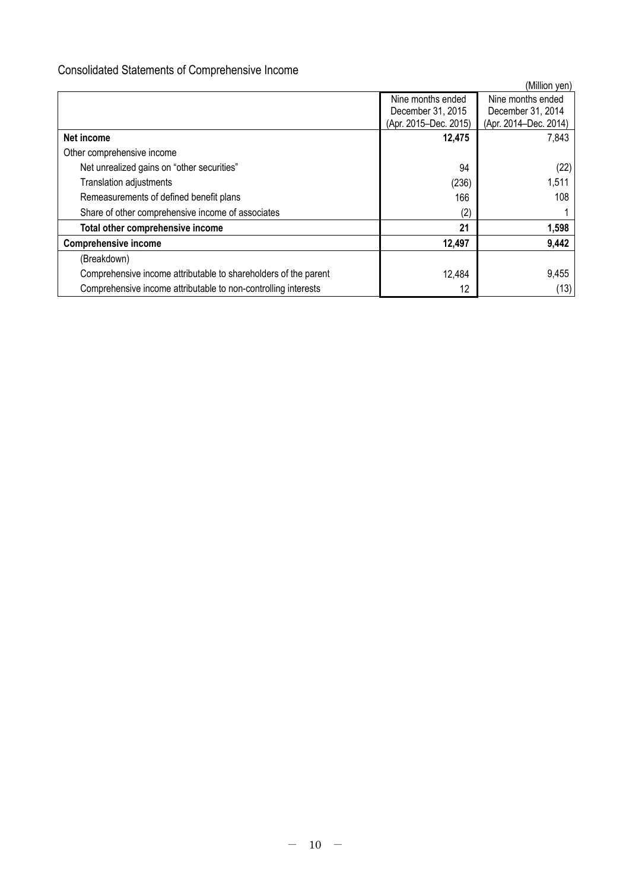## Consolidated Statements of Comprehensive Income

(Million yen)

| | Nine months ended December 31, 2015 (Apr. 2015–Dec. 2015) | Nine months ended December 31, 2014 (Apr. 2014–Dec. 2014) |
|---|---|---|
| **Net income** | **12,475** | 7,843 |
| Other comprehensive income | | |
| Net unrealized gains on "other securities" | 94 | (22) |
| Translation adjustments | (236) | 1,511 |
| Remeasurements of defined benefit plans | 166 | 108 |
| Share of other comprehensive income of associates | (2) | 1 |
| **Total other comprehensive income** | **21** | **1,598** |
| **Comprehensive income** | **12,497** | **9,442** |
| (Breakdown) | | |
| Comprehensive income attributable to shareholders of the parent | 12,484 | 9,455 |
| Comprehensive income attributable to non-controlling interests | 12 | (13) |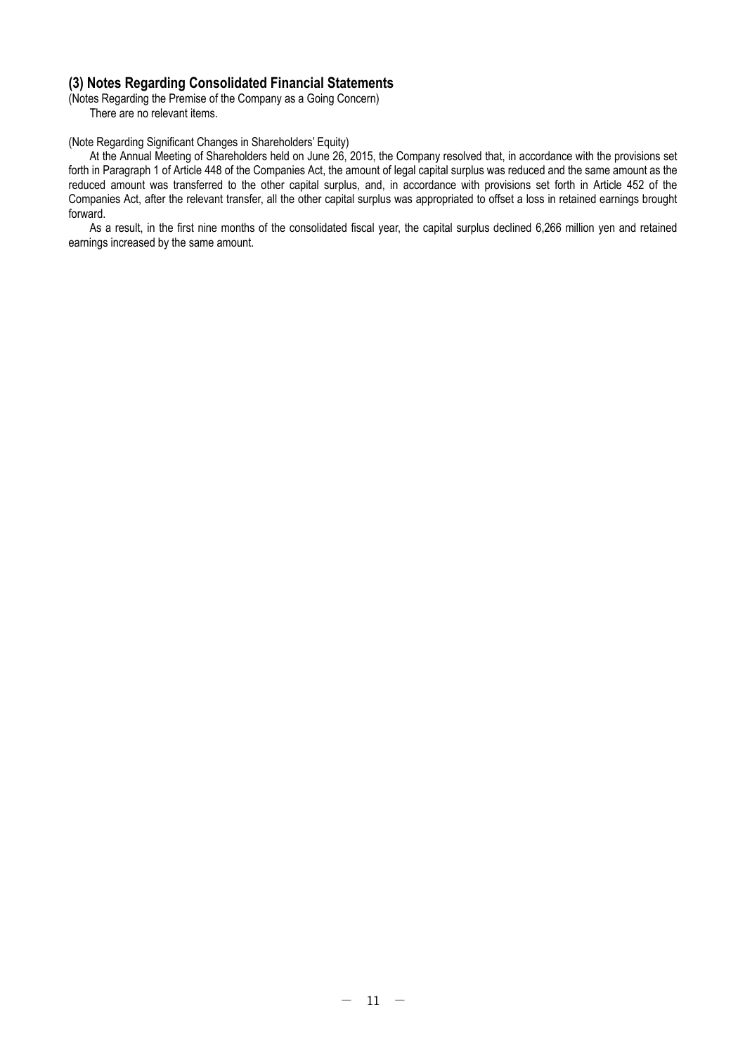## (3) Notes Regarding Consolidated Financial Statements

(Notes Regarding the Premise of the Company as a Going Concern)

There are no relevant items.

(Note Regarding Significant Changes in Shareholders' Equity)

At the Annual Meeting of Shareholders held on June 26, 2015, the Company resolved that, in accordance with the provisions set forth in Paragraph 1 of Article 448 of the Companies Act, the amount of legal capital surplus was reduced and the same amount as the reduced amount was transferred to the other capital surplus, and, in accordance with provisions set forth in Article 452 of the Companies Act, after the relevant transfer, all the other capital surplus was appropriated to offset a loss in retained earnings brought forward.

As a result, in the first nine months of the consolidated fiscal year, the capital surplus declined 6,266 million yen and retained earnings increased by the same amount.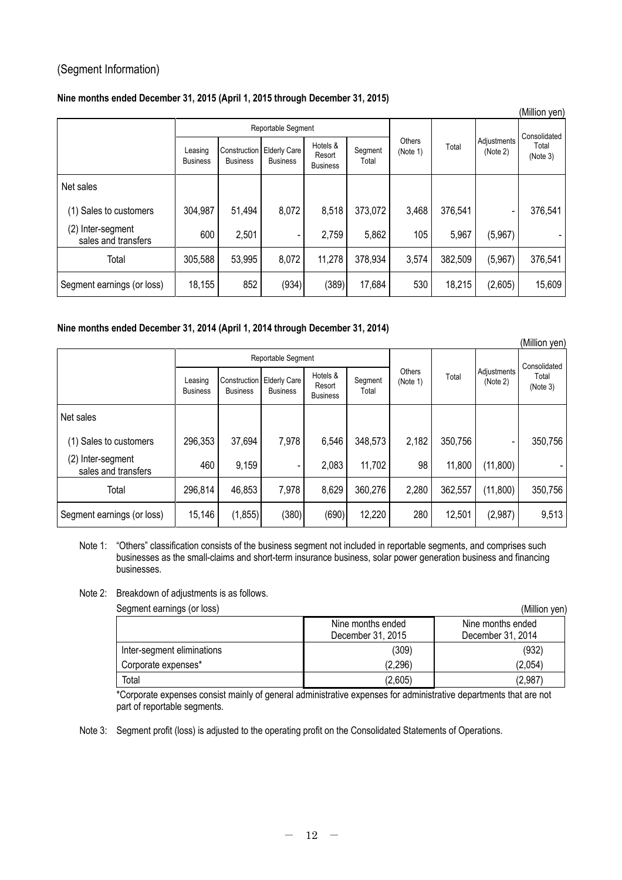# (Segment Information)

**Nine months ended December 31, 2015 (April 1, 2015 through December 31, 2015)**

(Million yen)

| | Reportable Segment | | | | | Others (Note 1) | Total | Adjustments (Note 2) | Consolidated Total (Note 3) |
|---|---|---|---|---|---|---|---|---|---|
| | Leasing Business | Construction Business | Elderly Care Business | Hotels & Resort Business | Segment Total | | | | |
| Net sales | | | | | | | | | |
| (1) Sales to customers | 304,987 | 51,494 | 8,072 | 8,518 | 373,072 | 3,468 | 376,541 | - | 376,541 |
| (2) Inter-segment sales and transfers | 600 | 2,501 | - | 2,759 | 5,862 | 105 | 5,967 | (5,967) | - |
| Total | 305,588 | 53,995 | 8,072 | 11,278 | 378,934 | 3,574 | 382,509 | (5,967) | 376,541 |
| Segment earnings (or loss) | 18,155 | 852 | (934) | (389) | 17,684 | 530 | 18,215 | (2,605) | 15,609 |

**Nine months ended December 31, 2014 (April 1, 2014 through December 31, 2014)**

(Million yen)

| | Reportable Segment | | | | | Others (Note 1) | Total | Adjustments (Note 2) | Consolidated Total (Note 3) |
|---|---|---|---|---|---|---|---|---|---|
| | Leasing Business | Construction Business | Elderly Care Business | Hotels & Resort Business | Segment Total | | | | |
| Net sales | | | | | | | | | |
| (1) Sales to customers | 296,353 | 37,694 | 7,978 | 6,546 | 348,573 | 2,182 | 350,756 | - | 350,756 |
| (2) Inter-segment sales and transfers | 460 | 9,159 | - | 2,083 | 11,702 | 98 | 11,800 | (11,800) | - |
| Total | 296,814 | 46,853 | 7,978 | 8,629 | 360,276 | 2,280 | 362,557 | (11,800) | 350,756 |
| Segment earnings (or loss) | 15,146 | (1,855) | (380) | (690) | 12,220 | 280 | 12,501 | (2,987) | 9,513 |

Note 1: "Others" classification consists of the business segment not included in reportable segments, and comprises such businesses as the small-claims and short-term insurance business, solar power generation business and financing businesses.

Note 2: Breakdown of adjustments is as follows.

Segment earnings (or loss) (Million yen)

| | Nine months ended December 31, 2015 | Nine months ended December 31, 2014 |
|---|---|---|
| Inter-segment eliminations | (309) | (932) |
| Corporate expenses* | (2,296) | (2,054) |
| Total | (2,605) | (2,987) |

*Corporate expenses consist mainly of general administrative expenses for administrative departments that are not part of reportable segments.

Note 3: Segment profit (loss) is adjusted to the operating profit on the Consolidated Statements of Operations.